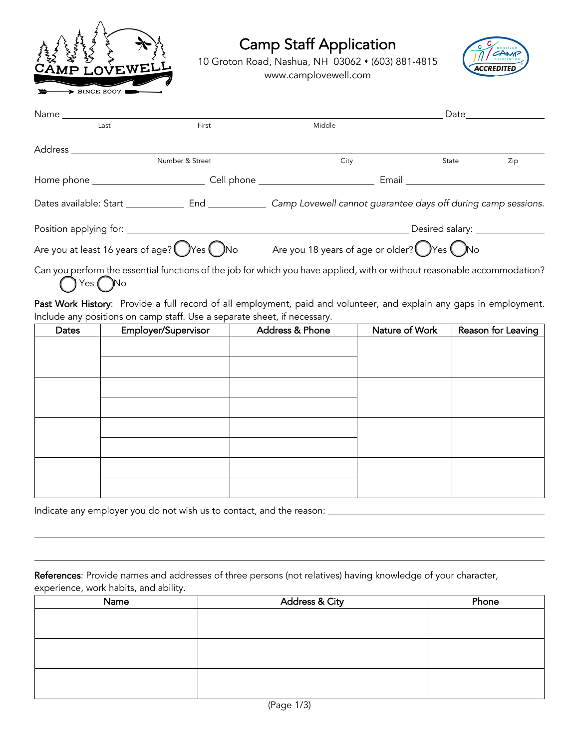CAMP LOVEWELL
SINCE 2007

# Camp Staff Application

10 Groton Road, Nashua, NH 03062 • (603) 881-4815
www.camplovewell.com

ACCREDITED

Name ____________________________________________ Date ____________
Last First Middle

Address ______________________________________________________________
Number & Street City State Zip

Home phone ____________________ Cell phone ____________________ Email ____________________

Dates available: Start __________ End __________ *Camp Lovewell cannot guarantee days off during camp sessions.*

Position applying for: ________________________________________ Desired salary: __________

Are you at least 16 years of age? ◯ Yes ◯ No Are you 18 years of age or older? ◯ Yes ◯ No

Can you perform the essential functions of the job for which you have applied, with or without reasonable accommodation?
◯ Yes ◯ No

**Past Work History**: Provide a full record of all employment, paid and volunteer, and explain any gaps in employment. Include any positions on camp staff. Use a separate sheet, if necessary.

| Dates | Employer/Supervisor | Address & Phone | Nature of Work | Reason for Leaving |
|---|---|---|---|---|
| | | | | |
| | | | | |
| | | | | |
| | | | | |
| | | | | |
| | | | | |
| | | | | |
| | | | | |

Indicate any employer you do not wish us to contact, and the reason: ______________________________

______________________________________________________________

______________________________________________________________

**References**: Provide names and addresses of three persons (not relatives) having knowledge of your character, experience, work habits, and ability.

| Name | Address & City | Phone |
|---|---|---|
| | | |
| | | |
| | | |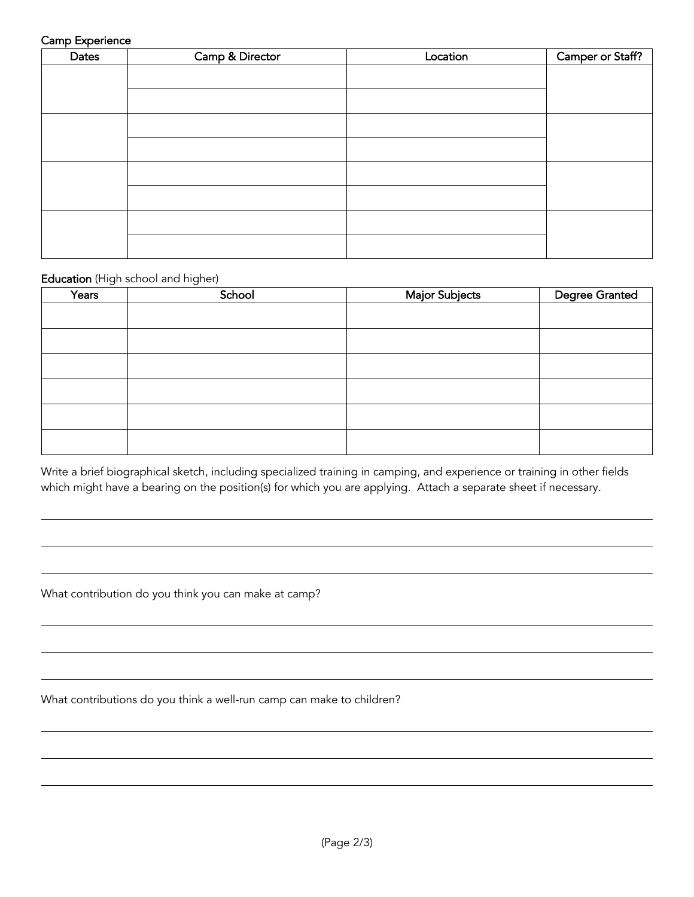**Camp Experience**

| Dates | Camp & Director | Location | Camper or Staff? |
|---|---|---|---|
| | | | |
| | | | |
| | | | |
| | | | |
| | | | |
| | | | |
| | | | |
| | | | |

**Education** (High school and higher)

| Years | School | Major Subjects | Degree Granted |
|---|---|---|---|
| | | | |
| | | | |
| | | | |
| | | | |
| | | | |
| | | | |

Write a brief biographical sketch, including specialized training in camping, and experience or training in other fields which might have a bearing on the position(s) for which you are applying. Attach a separate sheet if necessary.

What contribution do you think you can make at camp?

What contributions do you think a well-run camp can make to children?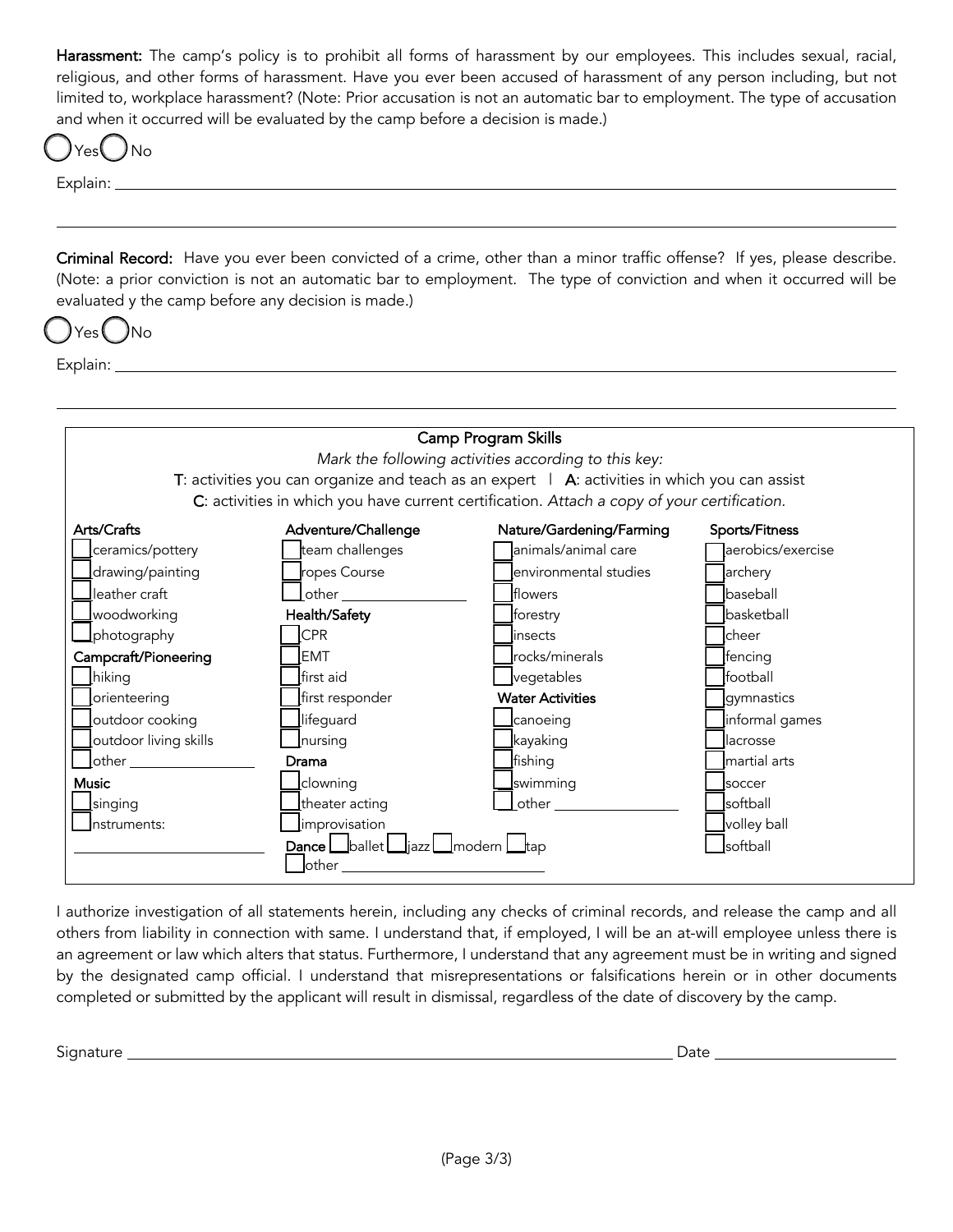**Harassment:** The camp's policy is to prohibit all forms of harassment by our employees. This includes sexual, racial, religious, and other forms of harassment. Have you ever been accused of harassment of any person including, but not limited to, workplace harassment? (Note: Prior accusation is not an automatic bar to employment. The type of accusation and when it occurred will be evaluated by the camp before a decision is made.)

◯ Yes ◯ No

Explain: ______________________________________________________________________________

______________________________________________________________________________________

**Criminal Record:** Have you ever been convicted of a crime, other than a minor traffic offense? If yes, please describe. (Note: a prior conviction is not an automatic bar to employment. The type of conviction and when it occurred will be evaluated y the camp before any decision is made.)

◯ Yes ◯ No

Explain: ______________________________________________________________________________

______________________________________________________________________________________

**Camp Program Skills**

*Mark the following activities according to this key:*

**T**: activities you can organize and teach as an expert | **A**: activities in which you can assist

**C**: activities in which you have current certification. *Attach a copy of your certification.*

| Arts/Crafts | Adventure/Challenge | Nature/Gardening/Farming | Sports/Fitness |
|---|---|---|---|
| ☐ ceramics/pottery | ☐ team challenges | ☐ animals/animal care | ☐ aerobics/exercise |
| ☐ drawing/painting | ☐ ropes Course | ☐ environmental studies | ☐ archery |
| ☐ leather craft | ☐ other ______________ | ☐ flowers | ☐ baseball |
| ☐ woodworking | **Health/Safety** | ☐ forestry | ☐ basketball |
| ☐ photography | ☐ CPR | ☐ insects | ☐ cheer |
| **Campcraft/Pioneering** | ☐ EMT | ☐ rocks/minerals | ☐ fencing |
| ☐ hiking | ☐ first aid | ☐ vegetables | ☐ football |
| ☐ orienteering | ☐ first responder | **Water Activities** | ☐ gymnastics |
| ☐ outdoor cooking | ☐ lifeguard | ☐ canoeing | ☐ informal games |
| ☐ outdoor living skills | ☐ nursing | ☐ kayaking | ☐ lacrosse |
| ☐ other ______________ | **Drama** | ☐ fishing | ☐ martial arts |
| **Music** | ☐ clowning | ☐ swimming | ☐ soccer |
| ☐ singing | ☐ theater acting | ☐ other ______________ | ☐ softball |
| ☐ Instruments: | ☐ improvisation | | ☐ volley ball |
| ______________ | **Dance** ☐ ballet ☐ jazz ☐ modern ☐ tap | | ☐ softball |
| | ☐ other ______________ | | |

I authorize investigation of all statements herein, including any checks of criminal records, and release the camp and all others from liability in connection with same. I understand that, if employed, I will be an at-will employee unless there is an agreement or law which alters that status. Furthermore, I understand that any agreement must be in writing and signed by the designated camp official. I understand that misrepresentations or falsifications herein or in other documents completed or submitted by the applicant will result in dismissal, regardless of the date of discovery by the camp.

Signature ________________________________________________ Date ____________________